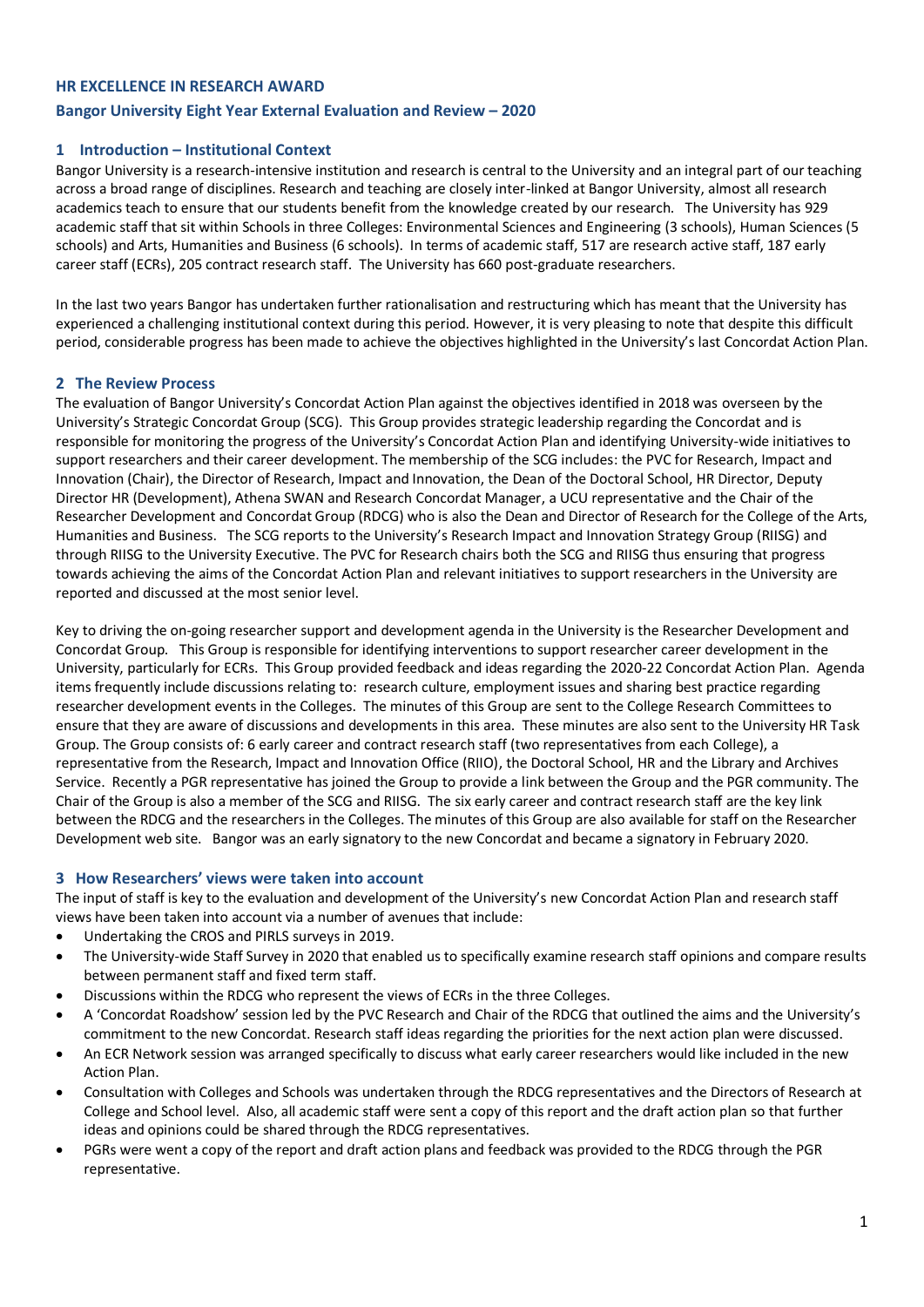**HR EXCELLENCE IN RESEARCH AWARD**

**Bangor University Eight Year External Evaluation and Review – 2020**

## 1 Introduction – Institutional Context

Bangor University is a research-intensive institution and research is central to the University and an integral part of our teaching across a broad range of disciplines. Research and teaching are closely inter-linked at Bangor University, almost all research academics teach to ensure that our students benefit from the knowledge created by our research. The University has 929 academic staff that sit within Schools in three Colleges: Environmental Sciences and Engineering (3 schools), Human Sciences (5 schools) and Arts, Humanities and Business (6 schools). In terms of academic staff, 517 are research active staff, 187 early career staff (ECRs), 205 contract research staff. The University has 660 post-graduate researchers.

In the last two years Bangor has undertaken further rationalisation and restructuring which has meant that the University has experienced a challenging institutional context during this period. However, it is very pleasing to note that despite this difficult period, considerable progress has been made to achieve the objectives highlighted in the University's last Concordat Action Plan.

## 2 The Review Process

The evaluation of Bangor University's Concordat Action Plan against the objectives identified in 2018 was overseen by the University's Strategic Concordat Group (SCG). This Group provides strategic leadership regarding the Concordat and is responsible for monitoring the progress of the University's Concordat Action Plan and identifying University-wide initiatives to support researchers and their career development. The membership of the SCG includes: the PVC for Research, Impact and Innovation (Chair), the Director of Research, Impact and Innovation, the Dean of the Doctoral School, HR Director, Deputy Director HR (Development), Athena SWAN and Research Concordat Manager, a UCU representative and the Chair of the Researcher Development and Concordat Group (RDCG) who is also the Dean and Director of Research for the College of the Arts, Humanities and Business. The SCG reports to the University's Research Impact and Innovation Strategy Group (RIISG) and through RIISG to the University Executive. The PVC for Research chairs both the SCG and RIISG thus ensuring that progress towards achieving the aims of the Concordat Action Plan and relevant initiatives to support researchers in the University are reported and discussed at the most senior level.

Key to driving the on-going researcher support and development agenda in the University is the Researcher Development and Concordat Group. This Group is responsible for identifying interventions to support researcher career development in the University, particularly for ECRs. This Group provided feedback and ideas regarding the 2020-22 Concordat Action Plan. Agenda items frequently include discussions relating to: research culture, employment issues and sharing best practice regarding researcher development events in the Colleges. The minutes of this Group are sent to the College Research Committees to ensure that they are aware of discussions and developments in this area. These minutes are also sent to the University HR Task Group. The Group consists of: 6 early career and contract research staff (two representatives from each College), a representative from the Research, Impact and Innovation Office (RIIO), the Doctoral School, HR and the Library and Archives Service. Recently a PGR representative has joined the Group to provide a link between the Group and the PGR community. The Chair of the Group is also a member of the SCG and RIISG. The six early career and contract research staff are the key link between the RDCG and the researchers in the Colleges. The minutes of this Group are also available for staff on the Researcher Development web site. Bangor was an early signatory to the new Concordat and became a signatory in February 2020.

## 3 How Researchers' views were taken into account

The input of staff is key to the evaluation and development of the University's new Concordat Action Plan and research staff views have been taken into account via a number of avenues that include:

- Undertaking the CROS and PIRLS surveys in 2019.
- The University-wide Staff Survey in 2020 that enabled us to specifically examine research staff opinions and compare results between permanent staff and fixed term staff.
- Discussions within the RDCG who represent the views of ECRs in the three Colleges.
- A 'Concordat Roadshow' session led by the PVC Research and Chair of the RDCG that outlined the aims and the University's commitment to the new Concordat. Research staff ideas regarding the priorities for the next action plan were discussed.
- An ECR Network session was arranged specifically to discuss what early career researchers would like included in the new Action Plan.
- Consultation with Colleges and Schools was undertaken through the RDCG representatives and the Directors of Research at College and School level. Also, all academic staff were sent a copy of this report and the draft action plan so that further ideas and opinions could be shared through the RDCG representatives.
- PGRs were went a copy of the report and draft action plans and feedback was provided to the RDCG through the PGR representative.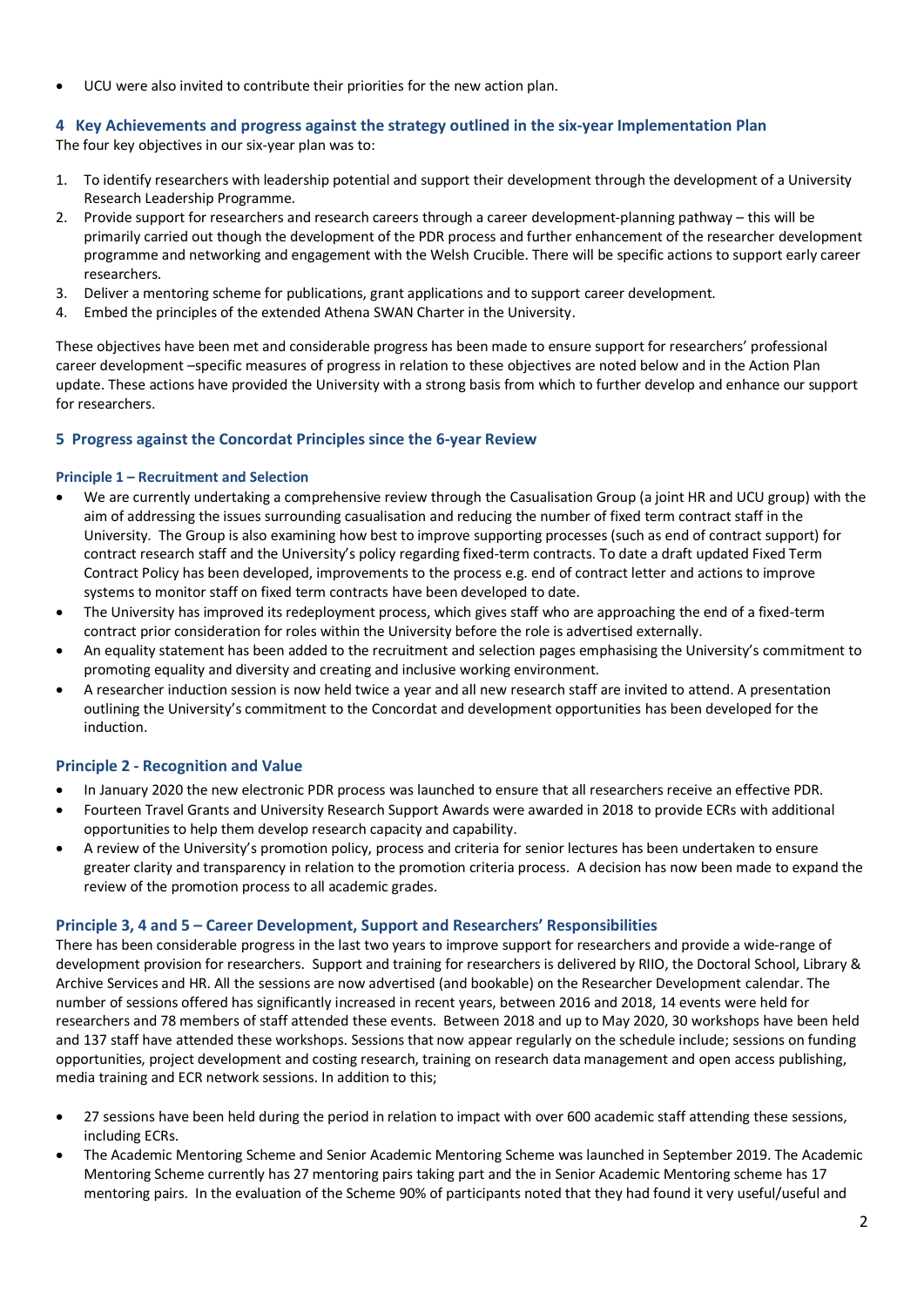- UCU were also invited to contribute their priorities for the new action plan.

## 4 Key Achievements and progress against the strategy outlined in the six-year Implementation Plan

The four key objectives in our six-year plan was to:

1. To identify researchers with leadership potential and support their development through the development of a University Research Leadership Programme.
2. Provide support for researchers and research careers through a career development-planning pathway – this will be primarily carried out though the development of the PDR process and further enhancement of the researcher development programme and networking and engagement with the Welsh Crucible. There will be specific actions to support early career researchers.
3. Deliver a mentoring scheme for publications, grant applications and to support career development.
4. Embed the principles of the extended Athena SWAN Charter in the University.

These objectives have been met and considerable progress has been made to ensure support for researchers' professional career development –specific measures of progress in relation to these objectives are noted below and in the Action Plan update. These actions have provided the University with a strong basis from which to further develop and enhance our support for researchers.

## 5 Progress against the Concordat Principles since the 6-year Review

#### Principle 1 – Recruitment and Selection

- We are currently undertaking a comprehensive review through the Casualisation Group (a joint HR and UCU group) with the aim of addressing the issues surrounding casualisation and reducing the number of fixed term contract staff in the University. The Group is also examining how best to improve supporting processes (such as end of contract support) for contract research staff and the University's policy regarding fixed-term contracts. To date a draft updated Fixed Term Contract Policy has been developed, improvements to the process e.g. end of contract letter and actions to improve systems to monitor staff on fixed term contracts have been developed to date.
- The University has improved its redeployment process, which gives staff who are approaching the end of a fixed-term contract prior consideration for roles within the University before the role is advertised externally.
- An equality statement has been added to the recruitment and selection pages emphasising the University's commitment to promoting equality and diversity and creating and inclusive working environment.
- A researcher induction session is now held twice a year and all new research staff are invited to attend. A presentation outlining the University's commitment to the Concordat and development opportunities has been developed for the induction.

### Principle 2 - Recognition and Value

- In January 2020 the new electronic PDR process was launched to ensure that all researchers receive an effective PDR.
- Fourteen Travel Grants and University Research Support Awards were awarded in 2018 to provide ECRs with additional opportunities to help them develop research capacity and capability.
- A review of the University's promotion policy, process and criteria for senior lectures has been undertaken to ensure greater clarity and transparency in relation to the promotion criteria process. A decision has now been made to expand the review of the promotion process to all academic grades.

### Principle 3, 4 and 5 – Career Development, Support and Researchers' Responsibilities

There has been considerable progress in the last two years to improve support for researchers and provide a wide-range of development provision for researchers. Support and training for researchers is delivered by RIIO, the Doctoral School, Library & Archive Services and HR. All the sessions are now advertised (and bookable) on the Researcher Development calendar. The number of sessions offered has significantly increased in recent years, between 2016 and 2018, 14 events were held for researchers and 78 members of staff attended these events. Between 2018 and up to May 2020, 30 workshops have been held and 137 staff have attended these workshops. Sessions that now appear regularly on the schedule include; sessions on funding opportunities, project development and costing research, training on research data management and open access publishing, media training and ECR network sessions. In addition to this;

- 27 sessions have been held during the period in relation to impact with over 600 academic staff attending these sessions, including ECRs.
- The Academic Mentoring Scheme and Senior Academic Mentoring Scheme was launched in September 2019. The Academic Mentoring Scheme currently has 27 mentoring pairs taking part and the in Senior Academic Mentoring scheme has 17 mentoring pairs. In the evaluation of the Scheme 90% of participants noted that they had found it very useful/useful and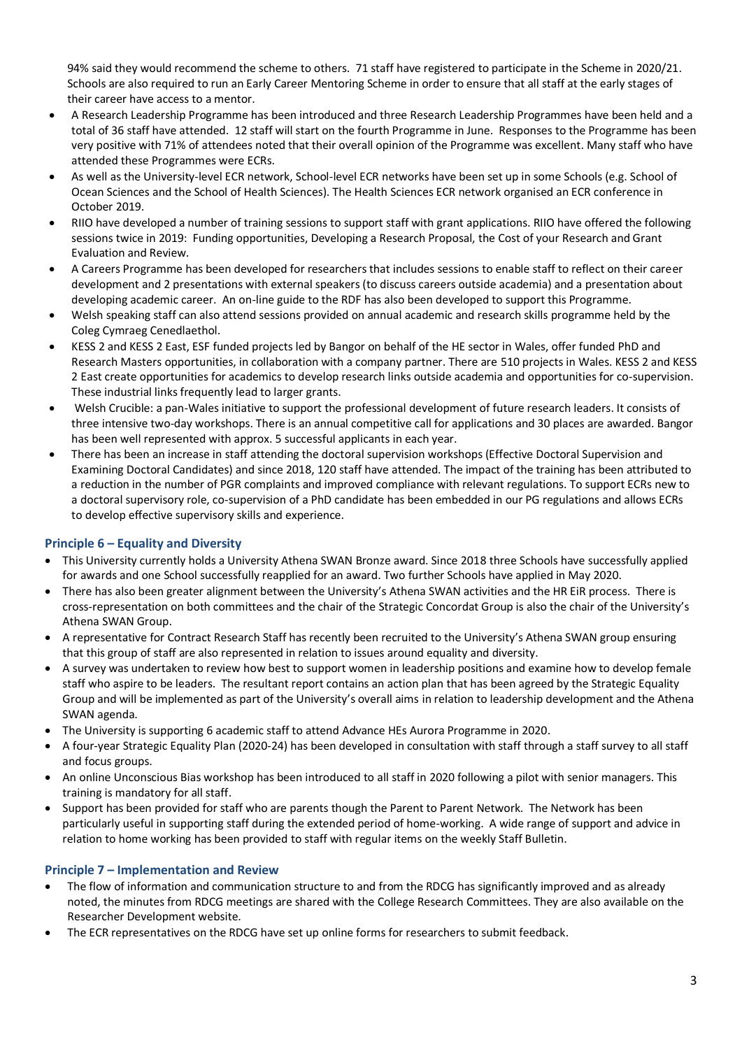94% said they would recommend the scheme to others. 71 staff have registered to participate in the Scheme in 2020/21. Schools are also required to run an Early Career Mentoring Scheme in order to ensure that all staff at the early stages of their career have access to a mentor.

- A Research Leadership Programme has been introduced and three Research Leadership Programmes have been held and a total of 36 staff have attended. 12 staff will start on the fourth Programme in June. Responses to the Programme has been very positive with 71% of attendees noted that their overall opinion of the Programme was excellent. Many staff who have attended these Programmes were ECRs.
- As well as the University-level ECR network, School-level ECR networks have been set up in some Schools (e.g. School of Ocean Sciences and the School of Health Sciences). The Health Sciences ECR network organised an ECR conference in October 2019.
- RIIO have developed a number of training sessions to support staff with grant applications. RIIO have offered the following sessions twice in 2019: Funding opportunities, Developing a Research Proposal, the Cost of your Research and Grant Evaluation and Review.
- A Careers Programme has been developed for researchers that includes sessions to enable staff to reflect on their career development and 2 presentations with external speakers (to discuss careers outside academia) and a presentation about developing academic career. An on-line guide to the RDF has also been developed to support this Programme.
- Welsh speaking staff can also attend sessions provided on annual academic and research skills programme held by the Coleg Cymraeg Cenedlaethol.
- KESS 2 and KESS 2 East, ESF funded projects led by Bangor on behalf of the HE sector in Wales, offer funded PhD and Research Masters opportunities, in collaboration with a company partner. There are 510 projects in Wales. KESS 2 and KESS 2 East create opportunities for academics to develop research links outside academia and opportunities for co-supervision. These industrial links frequently lead to larger grants.
- Welsh Crucible: a pan-Wales initiative to support the professional development of future research leaders. It consists of three intensive two-day workshops. There is an annual competitive call for applications and 30 places are awarded. Bangor has been well represented with approx. 5 successful applicants in each year.
- There has been an increase in staff attending the doctoral supervision workshops (Effective Doctoral Supervision and Examining Doctoral Candidates) and since 2018, 120 staff have attended. The impact of the training has been attributed to a reduction in the number of PGR complaints and improved compliance with relevant regulations. To support ECRs new to a doctoral supervisory role, co-supervision of a PhD candidate has been embedded in our PG regulations and allows ECRs to develop effective supervisory skills and experience.

### Principle 6 – Equality and Diversity

- This University currently holds a University Athena SWAN Bronze award. Since 2018 three Schools have successfully applied for awards and one School successfully reapplied for an award. Two further Schools have applied in May 2020.
- There has also been greater alignment between the University's Athena SWAN activities and the HR EiR process. There is cross-representation on both committees and the chair of the Strategic Concordat Group is also the chair of the University's Athena SWAN Group.
- A representative for Contract Research Staff has recently been recruited to the University's Athena SWAN group ensuring that this group of staff are also represented in relation to issues around equality and diversity.
- A survey was undertaken to review how best to support women in leadership positions and examine how to develop female staff who aspire to be leaders. The resultant report contains an action plan that has been agreed by the Strategic Equality Group and will be implemented as part of the University's overall aims in relation to leadership development and the Athena SWAN agenda.
- The University is supporting 6 academic staff to attend Advance HEs Aurora Programme in 2020.
- A four-year Strategic Equality Plan (2020-24) has been developed in consultation with staff through a staff survey to all staff and focus groups.
- An online Unconscious Bias workshop has been introduced to all staff in 2020 following a pilot with senior managers. This training is mandatory for all staff.
- Support has been provided for staff who are parents though the Parent to Parent Network. The Network has been particularly useful in supporting staff during the extended period of home-working. A wide range of support and advice in relation to home working has been provided to staff with regular items on the weekly Staff Bulletin.

### Principle 7 – Implementation and Review

- The flow of information and communication structure to and from the RDCG has significantly improved and as already noted, the minutes from RDCG meetings are shared with the College Research Committees. They are also available on the Researcher Development website.
- The ECR representatives on the RDCG have set up online forms for researchers to submit feedback.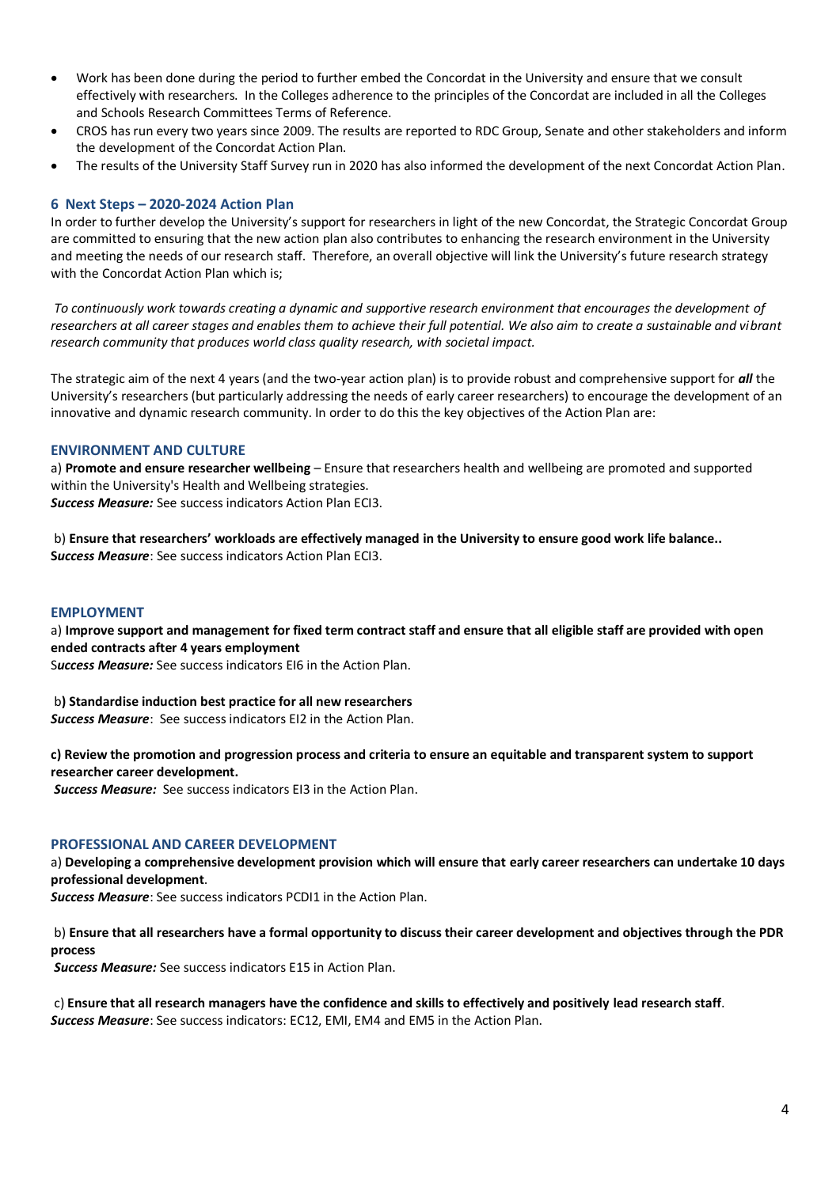- Work has been done during the period to further embed the Concordat in the University and ensure that we consult effectively with researchers. In the Colleges adherence to the principles of the Concordat are included in all the Colleges and Schools Research Committees Terms of Reference.
- CROS has run every two years since 2009. The results are reported to RDC Group, Senate and other stakeholders and inform the development of the Concordat Action Plan.
- The results of the University Staff Survey run in 2020 has also informed the development of the next Concordat Action Plan.

## 6 Next Steps – 2020-2024 Action Plan

In order to further develop the University's support for researchers in light of the new Concordat, the Strategic Concordat Group are committed to ensuring that the new action plan also contributes to enhancing the research environment in the University and meeting the needs of our research staff. Therefore, an overall objective will link the University's future research strategy with the Concordat Action Plan which is;

*To continuously work towards creating a dynamic and supportive research environment that encourages the development of researchers at all career stages and enables them to achieve their full potential. We also aim to create a sustainable and vibrant research community that produces world class quality research, with societal impact.*

The strategic aim of the next 4 years (and the two-year action plan) is to provide robust and comprehensive support for ***all*** the University's researchers (but particularly addressing the needs of early career researchers) to encourage the development of an innovative and dynamic research community. In order to do this the key objectives of the Action Plan are:

### ENVIRONMENT AND CULTURE

a) **Promote and ensure researcher wellbeing** – Ensure that researchers health and wellbeing are promoted and supported within the University's Health and Wellbeing strategies.
***Success Measure:*** See success indicators Action Plan ECI3.

b) **Ensure that researchers' workloads are effectively managed in the University to ensure good work life balance..**
***Success Measure***: See success indicators Action Plan ECI3.

### EMPLOYMENT

a) **Improve support and management for fixed term contract staff and ensure that all eligible staff are provided with open ended contracts after 4 years employment**
S***uccess Measure:*** See success indicators EI6 in the Action Plan.

b**) Standardise induction best practice for all new researchers**
***Success Measure***: See success indicators EI2 in the Action Plan.

**c) Review the promotion and progression process and criteria to ensure an equitable and transparent system to support researcher career development.**
***Success Measure:*** See success indicators EI3 in the Action Plan.

### PROFESSIONAL AND CAREER DEVELOPMENT

a) **Developing a comprehensive development provision which will ensure that early career researchers can undertake 10 days professional development**.
***Success Measure***: See success indicators PCDI1 in the Action Plan.

b) **Ensure that all researchers have a formal opportunity to discuss their career development and objectives through the PDR process**
***Success Measure:*** See success indicators E15 in Action Plan.

c) **Ensure that all research managers have the confidence and skills to effectively and positively lead research staff**.
***Success Measure***: See success indicators: EC12, EMI, EM4 and EM5 in the Action Plan.